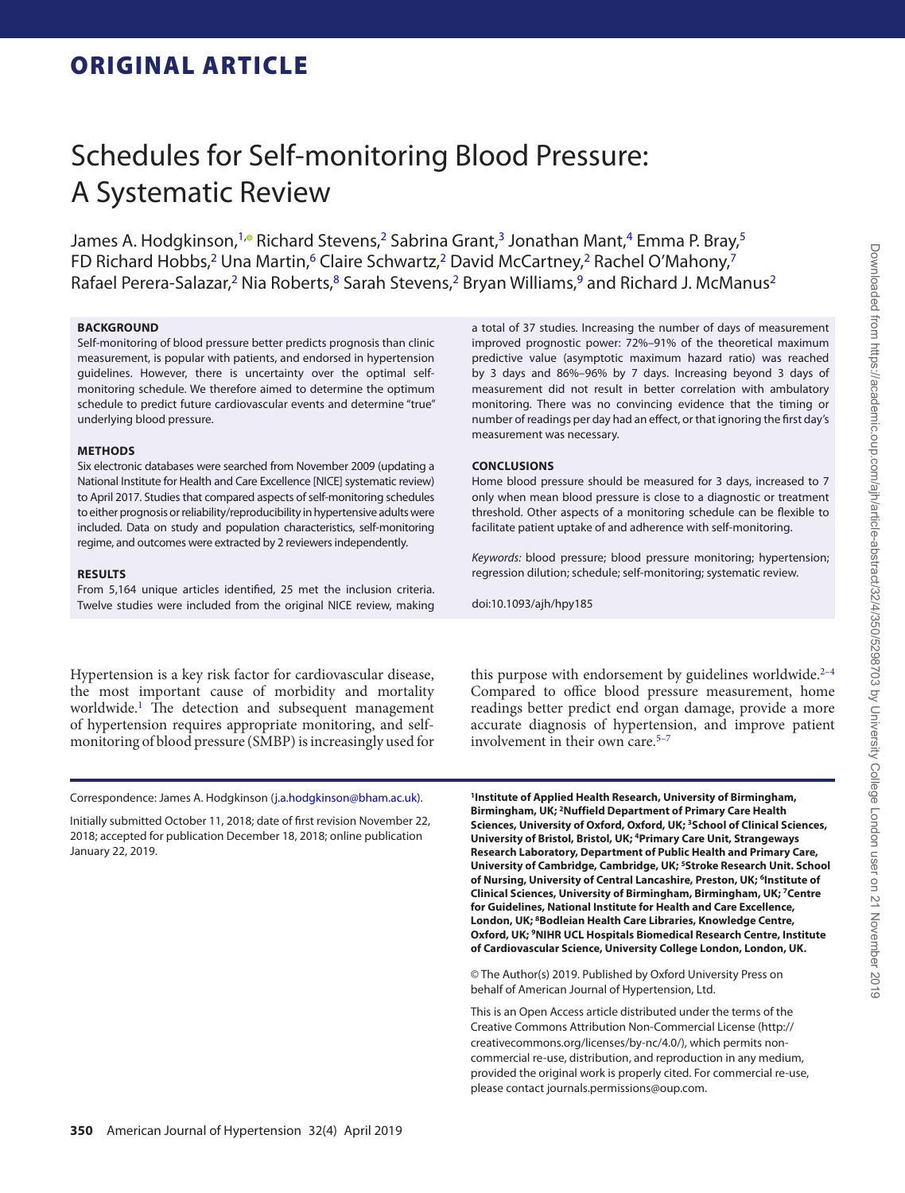ORIGINAL ARTICLE

# Schedules for Self-monitoring Blood Pressure: A Systematic Review

James A. Hodgkinson,[1] Richard Stevens,[2] Sabrina Grant,[3] Jonathan Mant,[4] Emma P. Bray,[5] FD Richard Hobbs,[2] Una Martin,[6] Claire Schwartz,[2] David McCartney,[2] Rachel O'Mahony,[7] Rafael Perera-Salazar,[2] Nia Roberts,[8] Sarah Stevens,[2] Bryan Williams,[9] and Richard J. McManus[2]

### BACKGROUND

Self-monitoring of blood pressure better predicts prognosis than clinic measurement, is popular with patients, and endorsed in hypertension guidelines. However, there is uncertainty over the optimal self-monitoring schedule. We therefore aimed to determine the optimum schedule to predict future cardiovascular events and determine "true" underlying blood pressure.

### METHODS

Six electronic databases were searched from November 2009 (updating a National Institute for Health and Care Excellence [NICE] systematic review) to April 2017. Studies that compared aspects of self-monitoring schedules to either prognosis or reliability/reproducibility in hypertensive adults were included. Data on study and population characteristics, self-monitoring regime, and outcomes were extracted by 2 reviewers independently.

### RESULTS

From 5,164 unique articles identified, 25 met the inclusion criteria. Twelve studies were included from the original NICE review, making a total of 37 studies. Increasing the number of days of measurement improved prognostic power: 72%–91% of the theoretical maximum predictive value (asymptotic maximum hazard ratio) was reached by 3 days and 86%–96% by 7 days. Increasing beyond 3 days of measurement did not result in better correlation with ambulatory monitoring. There was no convincing evidence that the timing or number of readings per day had an effect, or that ignoring the first day's measurement was necessary.

### CONCLUSIONS

Home blood pressure should be measured for 3 days, increased to 7 only when mean blood pressure is close to a diagnostic or treatment threshold. Other aspects of a monitoring schedule can be flexible to facilitate patient uptake of and adherence with self-monitoring.

*Keywords:* blood pressure; blood pressure monitoring; hypertension; regression dilution; schedule; self-monitoring; systematic review.

doi:10.1093/ajh/hpy185

Hypertension is a key risk factor for cardiovascular disease, the most important cause of morbidity and mortality worldwide.[1] The detection and subsequent management of hypertension requires appropriate monitoring, and self-monitoring of blood pressure (SMBP) is increasingly used for this purpose with endorsement by guidelines worldwide.[2–4] Compared to office blood pressure measurement, home readings better predict end organ damage, provide a more accurate diagnosis of hypertension, and improve patient involvement in their own care.[5–7]

Correspondence: James A. Hodgkinson (j.a.hodgkinson@bham.ac.uk).

Initially submitted October 11, 2018; date of first revision November 22, 2018; accepted for publication December 18, 2018; online publication January 22, 2019.

**[1]Institute of Applied Health Research, University of Birmingham, Birmingham, UK; [2]Nuffield Department of Primary Care Health Sciences, University of Oxford, Oxford, UK; [3]School of Clinical Sciences, University of Bristol, Bristol, UK; [4]Primary Care Unit, Strangeways Research Laboratory, Department of Public Health and Primary Care, University of Cambridge, Cambridge, UK; [5]Stroke Research Unit. School of Nursing, University of Central Lancashire, Preston, UK; [6]Institute of Clinical Sciences, University of Birmingham, Birmingham, UK; [7]Centre for Guidelines, National Institute for Health and Care Excellence, London, UK; [8]Bodleian Health Care Libraries, Knowledge Centre, Oxford, UK; [9]NIHR UCL Hospitals Biomedical Research Centre, Institute of Cardiovascular Science, University College London, London, UK.**

© The Author(s) 2019. Published by Oxford University Press on behalf of American Journal of Hypertension, Ltd.

This is an Open Access article distributed under the terms of the Creative Commons Attribution Non-Commercial License (http://creativecommons.org/licenses/by-nc/4.0/), which permits non-commercial re-use, distribution, and reproduction in any medium, provided the original work is properly cited. For commercial re-use, please contact journals.permissions@oup.com.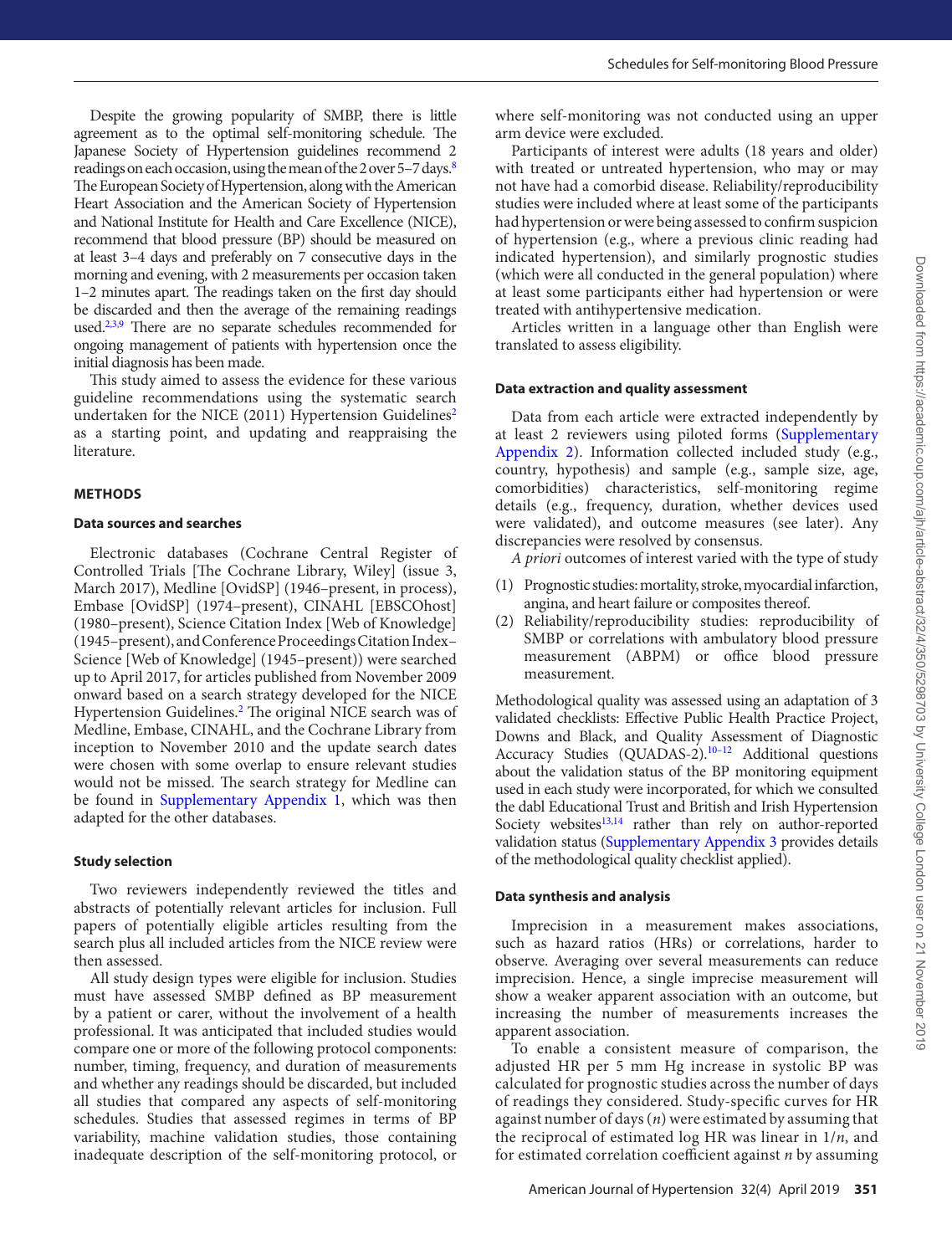Despite the growing popularity of SMBP, there is little agreement as to the optimal self-monitoring schedule. The Japanese Society of Hypertension guidelines recommend 2 readings on each occasion, using the mean of the 2 over 5–7 days.[8] The European Society of Hypertension, along with the American Heart Association and the American Society of Hypertension and National Institute for Health and Care Excellence (NICE), recommend that blood pressure (BP) should be measured on at least 3–4 days and preferably on 7 consecutive days in the morning and evening, with 2 measurements per occasion taken 1–2 minutes apart. The readings taken on the first day should be discarded and then the average of the remaining readings used.[2,3,9] There are no separate schedules recommended for ongoing management of patients with hypertension once the initial diagnosis has been made.

This study aimed to assess the evidence for these various guideline recommendations using the systematic search undertaken for the NICE (2011) Hypertension Guidelines[2] as a starting point, and updating and reappraising the literature.

## METHODS

### Data sources and searches

Electronic databases (Cochrane Central Register of Controlled Trials [The Cochrane Library, Wiley] (issue 3, March 2017), Medline [OvidSP] (1946–present, in process), Embase [OvidSP] (1974–present), CINAHL [EBSCOhost] (1980–present), Science Citation Index [Web of Knowledge] (1945–present), and Conference Proceedings Citation Index–Science [Web of Knowledge] (1945–present)) were searched up to April 2017, for articles published from November 2009 onward based on a search strategy developed for the NICE Hypertension Guidelines.[2] The original NICE search was of Medline, Embase, CINAHL, and the Cochrane Library from inception to November 2010 and the update search dates were chosen with some overlap to ensure relevant studies would not be missed. The search strategy for Medline can be found in Supplementary Appendix 1, which was then adapted for the other databases.

### Study selection

Two reviewers independently reviewed the titles and abstracts of potentially relevant articles for inclusion. Full papers of potentially eligible articles resulting from the search plus all included articles from the NICE review were then assessed.

All study design types were eligible for inclusion. Studies must have assessed SMBP defined as BP measurement by a patient or carer, without the involvement of a health professional. It was anticipated that included studies would compare one or more of the following protocol components: number, timing, frequency, and duration of measurements and whether any readings should be discarded, but included all studies that compared any aspects of self-monitoring schedules. Studies that assessed regimes in terms of BP variability, machine validation studies, those containing inadequate description of the self-monitoring protocol, or where self-monitoring was not conducted using an upper arm device were excluded.

Participants of interest were adults (18 years and older) with treated or untreated hypertension, who may or may not have had a comorbid disease. Reliability/reproducibility studies were included where at least some of the participants had hypertension or were being assessed to confirm suspicion of hypertension (e.g., where a previous clinic reading had indicated hypertension), and similarly prognostic studies (which were all conducted in the general population) where at least some participants either had hypertension or were treated with antihypertensive medication.

Articles written in a language other than English were translated to assess eligibility.

### Data extraction and quality assessment

Data from each article were extracted independently by at least 2 reviewers using piloted forms (Supplementary Appendix 2). Information collected included study (e.g., country, hypothesis) and sample (e.g., sample size, age, comorbidities) characteristics, self-monitoring regime details (e.g., frequency, duration, whether devices used were validated), and outcome measures (see later). Any discrepancies were resolved by consensus.

*A priori* outcomes of interest varied with the type of study

1. Prognostic studies: mortality, stroke, myocardial infarction, angina, and heart failure or composites thereof.
2. Reliability/reproducibility studies: reproducibility of SMBP or correlations with ambulatory blood pressure measurement (ABPM) or office blood pressure measurement.

Methodological quality was assessed using an adaptation of 3 validated checklists: Effective Public Health Practice Project, Downs and Black, and Quality Assessment of Diagnostic Accuracy Studies (QUADAS-2).[10–12] Additional questions about the validation status of the BP monitoring equipment used in each study were incorporated, for which we consulted the dabl Educational Trust and British and Irish Hypertension Society websites[13,14] rather than rely on author-reported validation status (Supplementary Appendix 3 provides details of the methodological quality checklist applied).

### Data synthesis and analysis

Imprecision in a measurement makes associations, such as hazard ratios (HRs) or correlations, harder to observe. Averaging over several measurements can reduce imprecision. Hence, a single imprecise measurement will show a weaker apparent association with an outcome, but increasing the number of measurements increases the apparent association.

To enable a consistent measure of comparison, the adjusted HR per 5 mm Hg increase in systolic BP was calculated for prognostic studies across the number of days of readings they considered. Study-specific curves for HR against number of days ($n$) were estimated by assuming that the reciprocal of estimated log HR was linear in $1/n$, and for estimated correlation coefficient against $n$ by assuming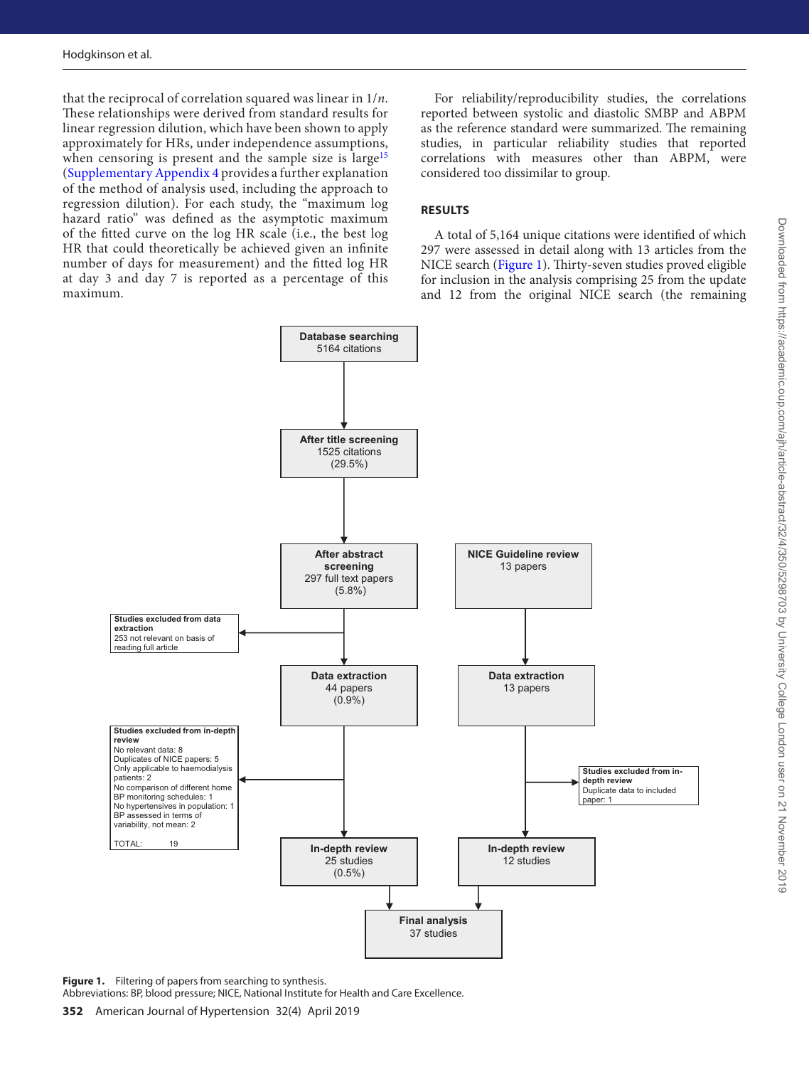that the reciprocal of correlation squared was linear in $1/n$. These relationships were derived from standard results for linear regression dilution, which have been shown to apply approximately for HRs, under independence assumptions, when censoring is present and the sample size is large[15] (Supplementary Appendix 4 provides a further explanation of the method of analysis used, including the approach to regression dilution). For each study, the "maximum log hazard ratio" was defined as the asymptotic maximum of the fitted curve on the log HR scale (i.e., the best log HR that could theoretically be achieved given an infinite number of days for measurement) and the fitted log HR at day 3 and day 7 is reported as a percentage of this maximum.

For reliability/reproducibility studies, the correlations reported between systolic and diastolic SMBP and ABPM as the reference standard were summarized. The remaining studies, in particular reliability studies that reported correlations with measures other than ABPM, were considered too dissimilar to group.

## RESULTS

A total of 5,164 unique citations were identified of which 297 were assessed in detail along with 13 articles from the NICE search (Figure 1). Thirty-seven studies proved eligible for inclusion in the analysis comprising 25 from the update and 12 from the original NICE search (the remaining

**Figure 1.** Filtering of papers from searching to synthesis.
Abbreviations: BP, blood pressure; NICE, National Institute for Health and Care Excellence.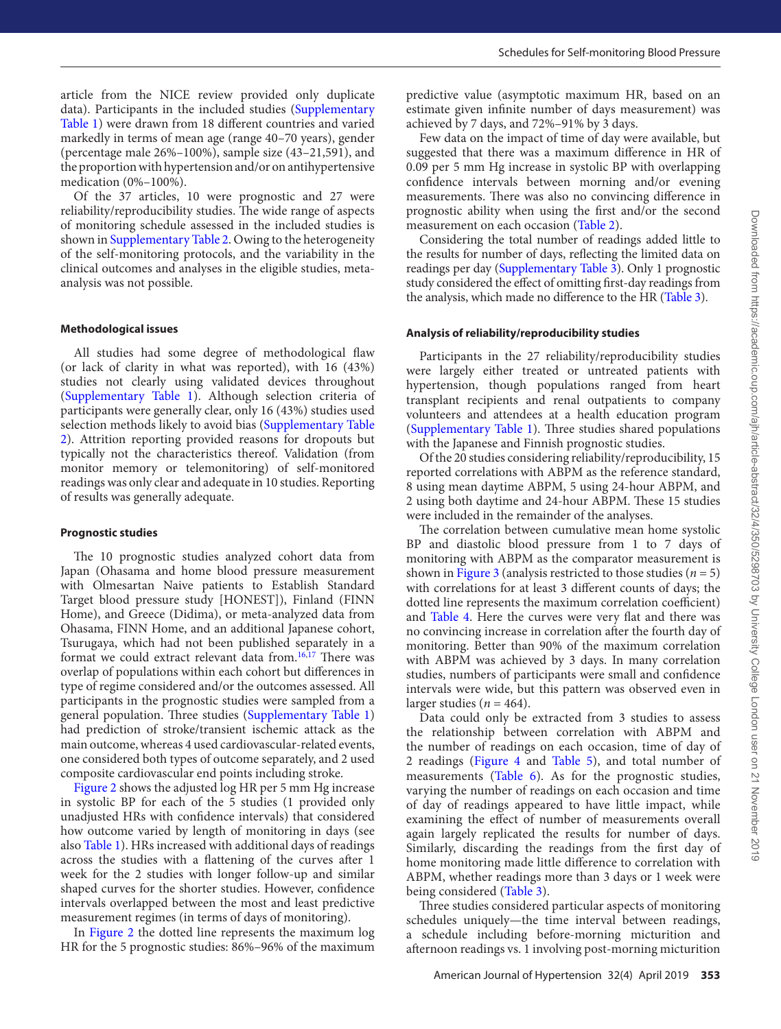article from the NICE review provided only duplicate data). Participants in the included studies (Supplementary Table 1) were drawn from 18 different countries and varied markedly in terms of mean age (range 40–70 years), gender (percentage male 26%–100%), sample size (43–21,591), and the proportion with hypertension and/or on antihypertensive medication (0%–100%).

Of the 37 articles, 10 were prognostic and 27 were reliability/reproducibility studies. The wide range of aspects of monitoring schedule assessed in the included studies is shown in Supplementary Table 2. Owing to the heterogeneity of the self-monitoring protocols, and the variability in the clinical outcomes and analyses in the eligible studies, meta-analysis was not possible.

#### Methodological issues

All studies had some degree of methodological flaw (or lack of clarity in what was reported), with 16 (43%) studies not clearly using validated devices throughout (Supplementary Table 1). Although selection criteria of participants were generally clear, only 16 (43%) studies used selection methods likely to avoid bias (Supplementary Table 2). Attrition reporting provided reasons for dropouts but typically not the characteristics thereof. Validation (from monitor memory or telemonitoring) of self-monitored readings was only clear and adequate in 10 studies. Reporting of results was generally adequate.

#### Prognostic studies

The 10 prognostic studies analyzed cohort data from Japan (Ohasama and home blood pressure measurement with Olmesartan Naive patients to Establish Standard Target blood pressure study [HONEST]), Finland (FINN Home), and Greece (Didima), or meta-analyzed data from Ohasama, FINN Home, and an additional Japanese cohort, Tsurugaya, which had not been published separately in a format we could extract relevant data from.[16,17] There was overlap of populations within each cohort but differences in type of regime considered and/or the outcomes assessed. All participants in the prognostic studies were sampled from a general population. Three studies (Supplementary Table 1) had prediction of stroke/transient ischemic attack as the main outcome, whereas 4 used cardiovascular-related events, one considered both types of outcome separately, and 2 used composite cardiovascular end points including stroke.

Figure 2 shows the adjusted log HR per 5 mm Hg increase in systolic BP for each of the 5 studies (1 provided only unadjusted HRs with confidence intervals) that considered how outcome varied by length of monitoring in days (see also Table 1). HRs increased with additional days of readings across the studies with a flattening of the curves after 1 week for the 2 studies with longer follow-up and similar shaped curves for the shorter studies. However, confidence intervals overlapped between the most and least predictive measurement regimes (in terms of days of monitoring).

In Figure 2 the dotted line represents the maximum log HR for the 5 prognostic studies: 86%–96% of the maximum predictive value (asymptotic maximum HR, based on an estimate given infinite number of days measurement) was achieved by 7 days, and 72%–91% by 3 days.

Few data on the impact of time of day were available, but suggested that there was a maximum difference in HR of 0.09 per 5 mm Hg increase in systolic BP with overlapping confidence intervals between morning and/or evening measurements. There was also no convincing difference in prognostic ability when using the first and/or the second measurement on each occasion (Table 2).

Considering the total number of readings added little to the results for number of days, reflecting the limited data on readings per day (Supplementary Table 3). Only 1 prognostic study considered the effect of omitting first-day readings from the analysis, which made no difference to the HR (Table 3).

#### Analysis of reliability/reproducibility studies

Participants in the 27 reliability/reproducibility studies were largely either treated or untreated patients with hypertension, though populations ranged from heart transplant recipients and renal outpatients to company volunteers and attendees at a health education program (Supplementary Table 1). Three studies shared populations with the Japanese and Finnish prognostic studies.

Of the 20 studies considering reliability/reproducibility, 15 reported correlations with ABPM as the reference standard, 8 using mean daytime ABPM, 5 using 24-hour ABPM, and 2 using both daytime and 24-hour ABPM. These 15 studies were included in the remainder of the analyses.

The correlation between cumulative mean home systolic BP and diastolic blood pressure from 1 to 7 days of monitoring with ABPM as the comparator measurement is shown in Figure 3 (analysis restricted to those studies ($n$ = 5) with correlations for at least 3 different counts of days; the dotted line represents the maximum correlation coefficient) and Table 4. Here the curves were very flat and there was no convincing increase in correlation after the fourth day of monitoring. Better than 90% of the maximum correlation with ABPM was achieved by 3 days. In many correlation studies, numbers of participants were small and confidence intervals were wide, but this pattern was observed even in larger studies ($n$ = 464).

Data could only be extracted from 3 studies to assess the relationship between correlation with ABPM and the number of readings on each occasion, time of day of 2 readings (Figure 4 and Table 5), and total number of measurements (Table 6). As for the prognostic studies, varying the number of readings on each occasion and time of day of readings appeared to have little impact, while examining the effect of number of measurements overall again largely replicated the results for number of days. Similarly, discarding the readings from the first day of home monitoring made little difference to correlation with ABPM, whether readings more than 3 days or 1 week were being considered (Table 3).

Three studies considered particular aspects of monitoring schedules uniquely—the time interval between readings, a schedule including before-morning micturition and afternoon readings vs. 1 involving post-morning micturition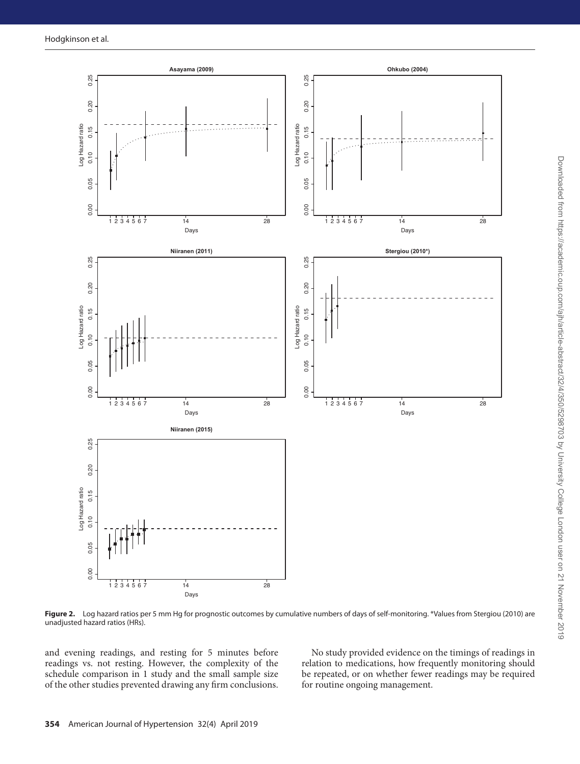**Figure 2.** Log hazard ratios per 5 mm Hg for prognostic outcomes by cumulative numbers of days of self-monitoring. *Values from Stergiou (2010) are unadjusted hazard ratios (HRs).

and evening readings, and resting for 5 minutes before readings vs. not resting. However, the complexity of the schedule comparison in 1 study and the small sample size of the other studies prevented drawing any firm conclusions.

No study provided evidence on the timings of readings in relation to medications, how frequently monitoring should be repeated, or on whether fewer readings may be required for routine ongoing management.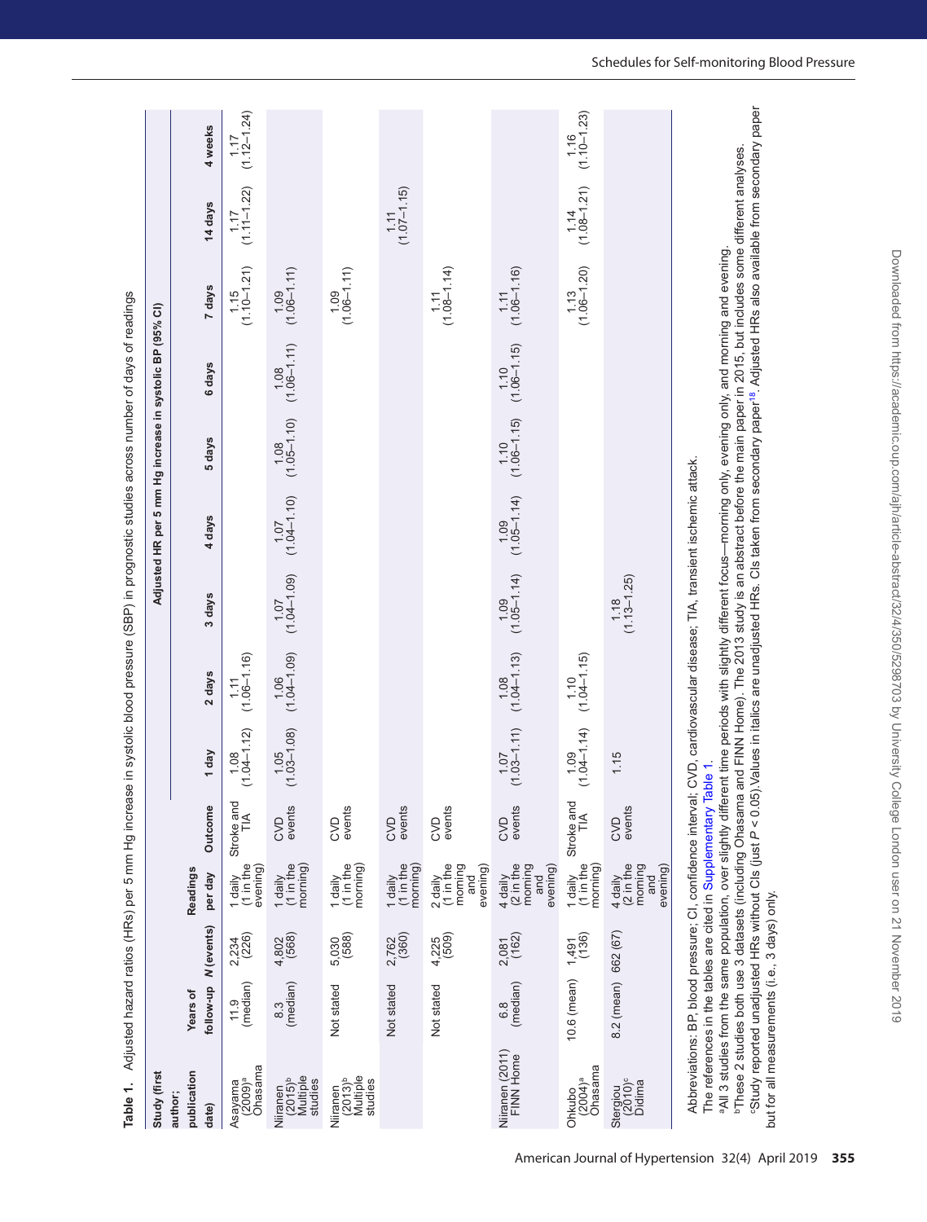**Table 1.** Adjusted hazard ratios (HRs) per 5 mm Hg increase in systolic blood pressure (SBP) in prognostic studies across number of days of readings

| Study (first author; publication date) | Years of follow-up | N (events) | Readings per day | Outcome | Adjusted HR per 5 mm Hg increase in systolic BP (95% CI) | | | | | | | | |
|---|---|---|---|---|---|---|---|---|---|---|---|---|---|
| | | | | | 1 day | 2 days | 3 days | 4 days | 5 days | 6 days | 7 days | 14 days | 4 weeks |
| Asayama (2009)[a] Ohasama | 11.9 (median) | 2,234 (226) | 1 daily (1 in the evening) | Stroke and TIA | 1.08 (1.04–1.12) | 1.11 (1.06–1.16) | | | | | 1.15 (1.10–1.21) | 1.17 (1.11–1.22) | 1.17 (1.12–1.24) |
| Niiranen (2015)[b] Multiple studies | 8.3 (median) | 4,802 (568) | 1 daily (1 in the morning) | CVD events | 1.05 (1.03–1.08) | 1.06 (1.04–1.09) | 1.07 (1.04–1.09) | 1.07 (1.04–1.10) | 1.08 (1.05–1.10) | 1.08 (1.06–1.11) | 1.09 (1.06–1.11) | | |
| Niiranen (2013)[b] Multiple studies | Not stated | 5,030 (588) | 1 daily (1 in the morning) | CVD events | | | | | | | 1.09 (1.06–1.11) | | |
| | Not stated | 2,762 (360) | 1 daily (1 in the morning) | CVD events | | | | | | | | 1.11 (1.07–1.15) | |
| | Not stated | 4,225 (509) | 2 daily (1 in the morning and evening) | CVD events | | | | | | | 1.11 (1.08–1.14) | | |
| Niiranen (2011) FINN Home | 6.8 (median) | 2,081 (162) | 4 daily (2 in the morning and evening) | CVD events | 1.07 (1.03–1.11) | 1.08 (1.04–1.13) | 1.09 (1.05–1.14) | 1.09 (1.05–1.14) | 1.10 (1.06–1.15) | 1.10 (1.06–1.15) | 1.11 (1.06–1.16) | | |
| Ohkubo (2004)[a] Ohasama | 10.6 (mean) | 1,491 (136) | 1 daily (1 in the morning) | Stroke and TIA | 1.09 (1.04–1.14) | 1.10 (1.04–1.15) | | | | | 1.13 (1.06–1.20) | 1.14 (1.08–1.21) | 1.16 (1.10–1.23) |
| Stergiou (2010)[c] Didima | 8.2 (mean) | 662 (67) | 4 daily (2 in the morning and evening) | CVD events | 1.15 | | 1.18 (1.13–1.25) | | | | | | |

Abbreviations: BP, blood pressure; CI, confidence interval; CVD, cardiovascular disease; TIA, transient ischemic attack.

The references in the tables are cited in Supplementary Table 1.

[a]All 3 studies from the same population, over slightly different time periods with slightly different focus—morning only, evening only, and morning and evening.

[b]These 2 studies both use 3 datasets (including Ohasama and FINN Home). The 2013 study is an abstract before the main paper in 2015, but includes some different analyses.

[c]Study reported unadjusted HRs without CIs (just $P < 0.05$). Values in italics are unadjusted HRs. CIs taken from secondary paper[18]. Adjusted HRs also available from secondary paper but for all measurements (i.e., 3 days) only.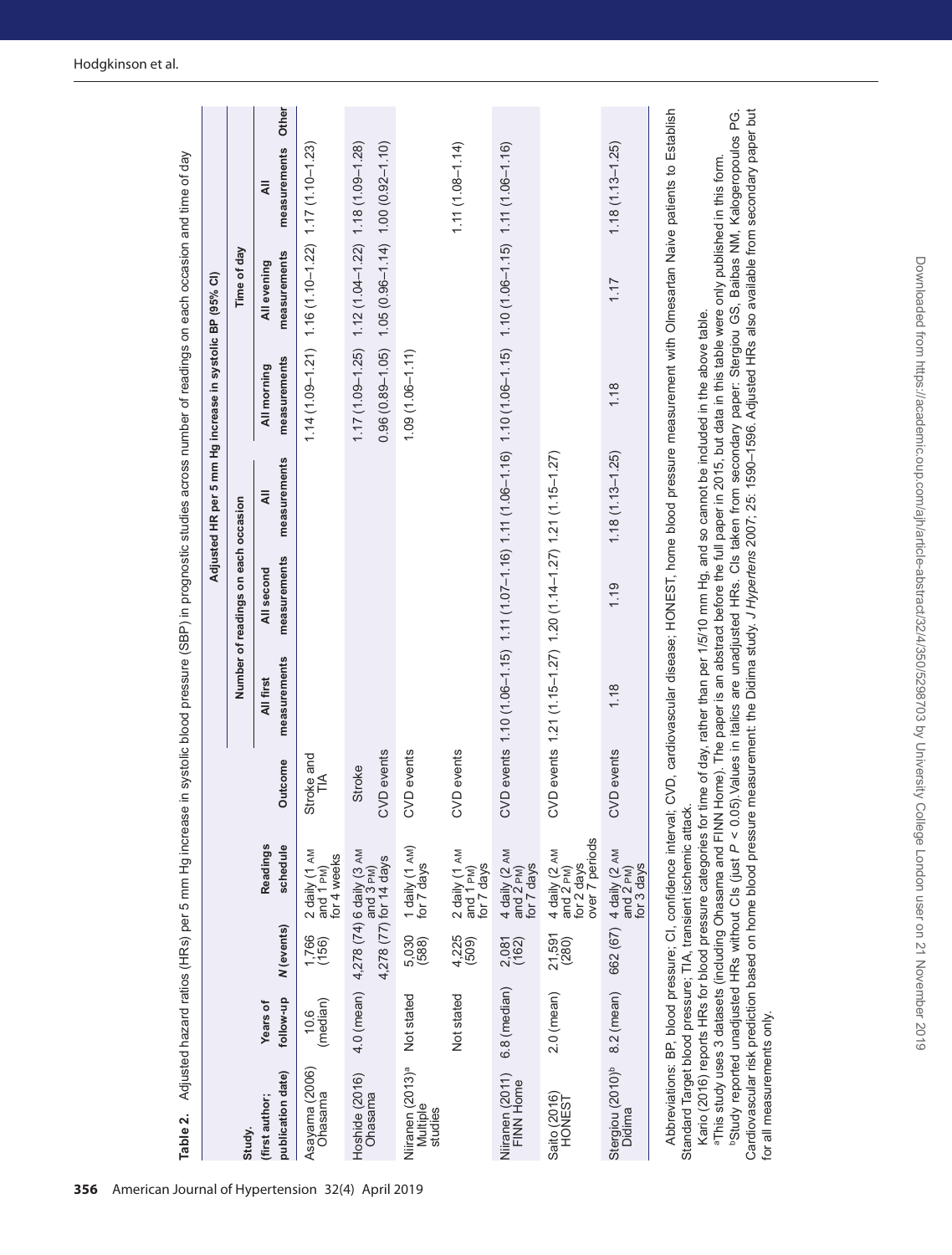**Table 2.** Adjusted hazard ratios (HRs) per 5 mm Hg increase in systolic blood pressure (SBP) in prognostic studies across number of readings on each occasion and time of day

| Study, (first author; publication date) | Years of follow-up | *N* (events) | Readings schedule | Outcome | Adjusted HR per 5 mm Hg increase in systolic BP (95% CI) | | | | | | |
|---|---|---|---|---|---|---|---|---|---|---|---|
| | | | | | Number of readings on each occasion | | | Time of day | | | |
| | | | | | All first measurements | All second measurements | All measurements | All morning measurements | All evening measurements | All measurements | Other |
| Asayama (2006) Ohasama | 10.6 (median) | 1,766 (156) | 2 daily (1 AM and 1 PM) for 4 weeks | Stroke and TIA | | | | 1.14 (1.09–1.21) | 1.16 (1.10–1.22) | 1.17 (1.10–1.23) | |
| Hoshide (2016) Ohasama | 4.0 (mean) | 4,278 (74) | 6 daily (3 AM and 3 PM) for 14 days | Stroke | | | | 1.17 (1.09–1.25) | 1.12 (1.04–1.22) | 1.18 (1.09–1.28) | |
| | | 4,278 (77) | | CVD events | | | | 0.96 (0.89–1.05) | 1.05 (0.96–1.14) | 1.00 (0.92–1.10) | |
| Niiranen (2013)[a] Multiple studies | Not stated | 5,030 (588) | 1 daily (1 AM) for 7 days | CVD events | | | | 1.09 (1.06–1.11) | | | |
| | Not stated | 4,225 (509) | 2 daily (1 AM and 1 PM) for 7 days | CVD events | | | | | | 1.11 (1.08–1.14) | |
| Niiranen (2011) FINN Home | 6.8 (median) | 2,081 (162) | 4 daily (2 AM and 2 PM) for 7 days | CVD events | 1.10 (1.06–1.15) | 1.11 (1.07–1.16) | 1.11 (1.06–1.16) | 1.10 (1.06–1.15) | 1.10 (1.06–1.15) | 1.11 (1.06–1.16) | |
| Saito (2016) HONEST | 2.0 (mean) | 21,591 (280) | 4 daily (2 AM and 2 PM) for 2 days over 7 periods | CVD events | 1.21 (1.15–1.27) | 1.20 (1.14–1.27) | 1.21 (1.15–1.27) | | | | |
| Stergiou (2010)[b] Didima | 8.2 (mean) | 662 (67) | 4 daily (2 AM and 2 PM) for 3 days | CVD events | *1.18* | *1.19* | 1.18 (1.13–1.25) | *1.18* | *1.17* | 1.18 (1.13–1.25) | |

Abbreviations: BP, blood pressure; CI, confidence interval; CVD, cardiovascular disease; HONEST, home blood pressure measurement with Olmesartan Naive patients to Establish Standard Target blood pressure; TIA, transient ischemic attack.

Kario (2016) reports HRs for blood pressure categories for time of day, rather than per 1/5/10 mm Hg, and so cannot be included in the above table.

[a]This study uses 3 datasets (including Ohasama and FINN Home). The paper is an abstract before the full paper in 2015, but data in this table were only published in this form.

[b]Study reported unadjusted HRs without CIs (just $P < 0.05$).Values in italics are unadjusted HRs. CIs taken from secondary paper: Stergiou GS, Baibas NM, Kalogeropoulos PG. Cardiovascular risk prediction based on home blood pressure measurement: the Didima study. *J Hypertens* 2007; 25: 1590–1596. Adjusted HRs also available from secondary paper but for all measurements only.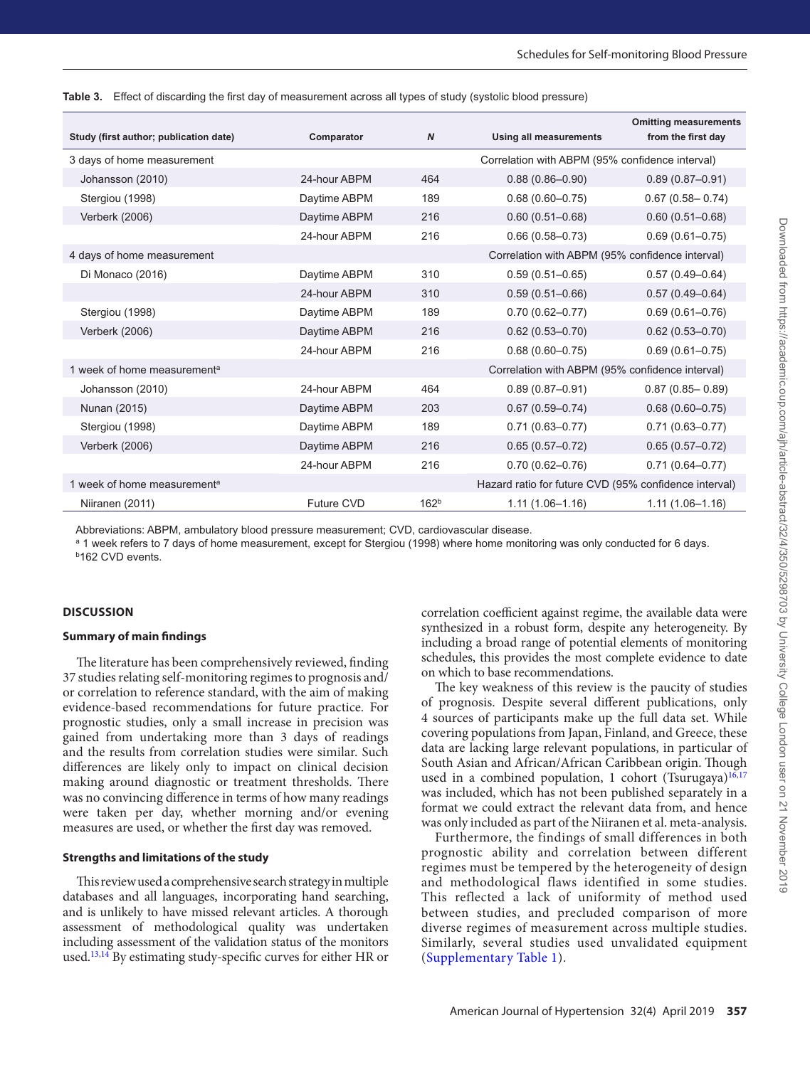**Table 3.** Effect of discarding the first day of measurement across all types of study (systolic blood pressure)

| Study (first author; publication date) | Comparator | N | Using all measurements | Omitting measurements from the first day |
|---|---|---|---|---|
| 3 days of home measurement | | | Correlation with ABPM (95% confidence interval) | |
| Johansson (2010) | 24-hour ABPM | 464 | 0.88 (0.86–0.90) | 0.89 (0.87–0.91) |
| Stergiou (1998) | Daytime ABPM | 189 | 0.68 (0.60–0.75) | 0.67 (0.58– 0.74) |
| Verberk (2006) | Daytime ABPM | 216 | 0.60 (0.51–0.68) | 0.60 (0.51–0.68) |
| | 24-hour ABPM | 216 | 0.66 (0.58–0.73) | 0.69 (0.61–0.75) |
| 4 days of home measurement | | | Correlation with ABPM (95% confidence interval) | |
| Di Monaco (2016) | Daytime ABPM | 310 | 0.59 (0.51–0.65) | 0.57 (0.49–0.64) |
| | 24-hour ABPM | 310 | 0.59 (0.51–0.66) | 0.57 (0.49–0.64) |
| Stergiou (1998) | Daytime ABPM | 189 | 0.70 (0.62–0.77) | 0.69 (0.61–0.76) |
| Verberk (2006) | Daytime ABPM | 216 | 0.62 (0.53–0.70) | 0.62 (0.53–0.70) |
| | 24-hour ABPM | 216 | 0.68 (0.60–0.75) | 0.69 (0.61–0.75) |
| 1 week of home measurement[a] | | | Correlation with ABPM (95% confidence interval) | |
| Johansson (2010) | 24-hour ABPM | 464 | 0.89 (0.87–0.91) | 0.87 (0.85– 0.89) |
| Nunan (2015) | Daytime ABPM | 203 | 0.67 (0.59–0.74) | 0.68 (0.60–0.75) |
| Stergiou (1998) | Daytime ABPM | 189 | 0.71 (0.63–0.77) | 0.71 (0.63–0.77) |
| Verberk (2006) | Daytime ABPM | 216 | 0.65 (0.57–0.72) | 0.65 (0.57–0.72) |
| | 24-hour ABPM | 216 | 0.70 (0.62–0.76) | 0.71 (0.64–0.77) |
| 1 week of home measurement[a] | | | Hazard ratio for future CVD (95% confidence interval) | |
| Niiranen (2011) | Future CVD | 162[b] | 1.11 (1.06–1.16) | 1.11 (1.06–1.16) |

Abbreviations: ABPM, ambulatory blood pressure measurement; CVD, cardiovascular disease.
[a] 1 week refers to 7 days of home measurement, except for Stergiou (1998) where home monitoring was only conducted for 6 days.
[b] 162 CVD events.

## DISCUSSION

### Summary of main findings

The literature has been comprehensively reviewed, finding 37 studies relating self-monitoring regimes to prognosis and/or correlation to reference standard, with the aim of making evidence-based recommendations for future practice. For prognostic studies, only a small increase in precision was gained from undertaking more than 3 days of readings and the results from correlation studies were similar. Such differences are likely only to impact on clinical decision making around diagnostic or treatment thresholds. There was no convincing difference in terms of how many readings were taken per day, whether morning and/or evening measures are used, or whether the first day was removed.

### Strengths and limitations of the study

This review used a comprehensive search strategy in multiple databases and all languages, incorporating hand searching, and is unlikely to have missed relevant articles. A thorough assessment of methodological quality was undertaken including assessment of the validation status of the monitors used.[13,14] By estimating study-specific curves for either HR or correlation coefficient against regime, the available data were synthesized in a robust form, despite any heterogeneity. By including a broad range of potential elements of monitoring schedules, this provides the most complete evidence to date on which to base recommendations.

The key weakness of this review is the paucity of studies of prognosis. Despite several different publications, only 4 sources of participants make up the full data set. While covering populations from Japan, Finland, and Greece, these data are lacking large relevant populations, in particular of South Asian and African/African Caribbean origin. Though used in a combined population, 1 cohort (Tsurugaya)[16,17] was included, which has not been published separately in a format we could extract the relevant data from, and hence was only included as part of the Niiranen et al. meta-analysis.

Furthermore, the findings of small differences in both prognostic ability and correlation between different regimes must be tempered by the heterogeneity of design and methodological flaws identified in some studies. This reflected a lack of uniformity of method used between studies, and precluded comparison of more diverse regimes of measurement across multiple studies. Similarly, several studies used unvalidated equipment (Supplementary Table 1).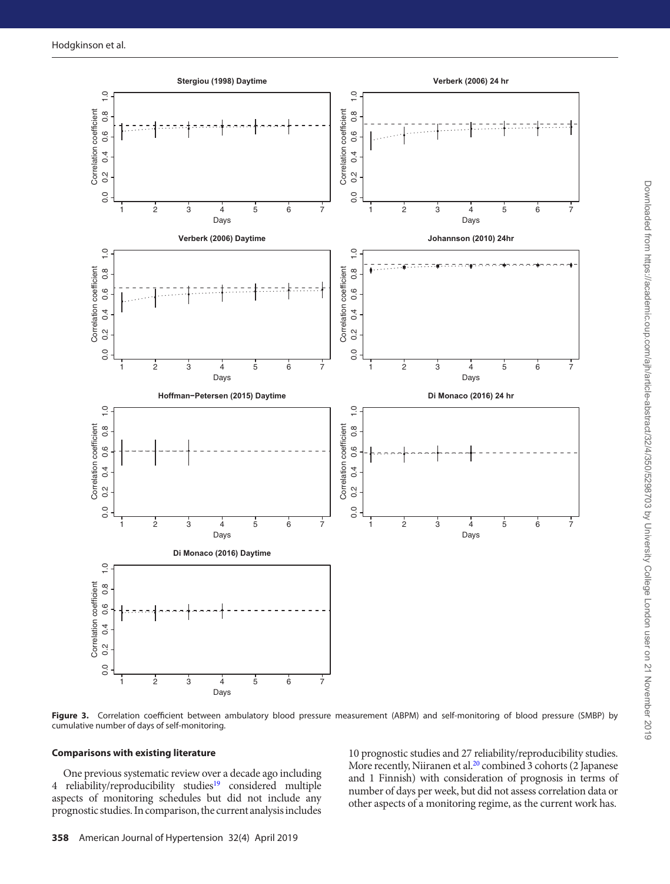**Figure 3.** Correlation coefficient between ambulatory blood pressure measurement (ABPM) and self-monitoring of blood pressure (SMBP) by cumulative number of days of self-monitoring.

### Comparisons with existing literature

One previous systematic review over a decade ago including 4 reliability/reproducibility studies[19] considered multiple aspects of monitoring schedules but did not include any prognostic studies. In comparison, the current analysis includes 10 prognostic studies and 27 reliability/reproducibility studies. More recently, Niiranen et al.[20] combined 3 cohorts (2 Japanese and 1 Finnish) with consideration of prognosis in terms of number of days per week, but did not assess correlation data or other aspects of a monitoring regime, as the current work has.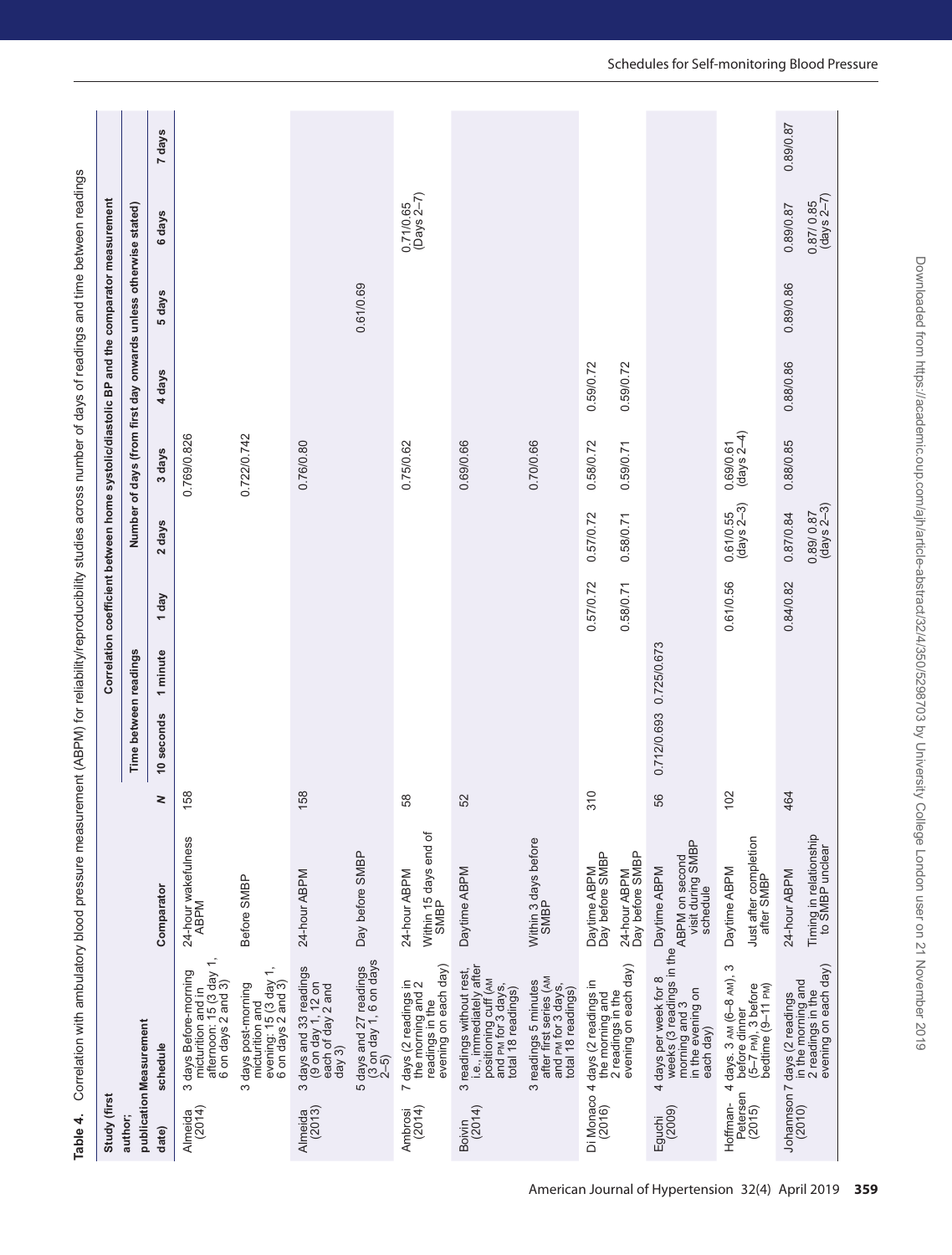**Table 4.** Correlation with ambulatory blood pressure measurement (ABPM) for reliability/reproducibility studies across number of days of readings and time between readings

| Study (first author; publication date) | Measurement schedule | Comparator | N | Correlation coefficient between home systolic/diastolic BP and the comparator measurement | | | | | | | | |
|---|---|---|---|---|---|---|---|---|---|---|---|---|
| | | | | Time between readings | | Number of days (from first day onwards unless otherwise stated) | | | | | | |
| | | | | 10 seconds | 1 minute | 1 day | 2 days | 3 days | 4 days | 5 days | 6 days | 7 days |
| Almeida (2014) | 3 days Before-morning micturition and in afternoon: 15 (3 day 1, 6 on days 2 and 3) | 24-hour wakefulness ABPM | 158 | | | | | 0.769/0.826 | | | | |
| | 3 days post-morning micturition and evening: 15 (3 day 1, 6 on days 2 and 3) | Before SMBP | | | | | | 0.722/0.742 | | | | |
| Almeida (2013) | 3 days and 33 readings (9 on day 1, 12 on each of day 2 and day 3) | 24-hour ABPM | 158 | | | | | 0.76/0.80 | | | | |
| | 5 days and 27 readings (3 on day 1, 6 on days 2–5) | Day before SMBP | | | | | | | | 0.61/0.69 | | |
| Ambrosi (2014) | 7 days (2 readings in the morning and 2 readings in the evening on each day) | 24-hour ABPM | 58 | | | | | 0.75/0.62 | | | 0.71/0.65 (Days 2–7) | |
| | | Within 15 days end of SMBP | | | | | | | | | | |
| Boivin (2014) | 3 readings without rest, i.e., immediately after positioning cuff (AM and PM for 3 days, total 18 readings) | Daytime ABPM | 52 | | | | | 0.69/0.66 | | | | |
| | 3 readings 5 minutes after first series (AM and PM for 3 days, total 18 readings) | Within 3 days before SMBP | | | | | | 0.70/0.66 | | | | |
| Di Monaco (2016) | 4 days (2 readings in the morning and 2 readings in the evening on each day) | Daytime ABPM Day before SMBP | 310 | | | 0.57/0.72 | 0.57/0.72 | 0.58/0.72 | 0.59/0.72 | | | |
| | | 24-hour ABPM Day before SMBP | | | | 0.58/0.71 | 0.58/0.71 | 0.59/0.71 | 0.59/0.72 | | | |
| Eguchi (2009) | 4 days per week for 8 weeks (3 readings in the morning and 3 in the evening on each day) | Daytime ABPM | 56 | 0.712/0.693 | 0.725/0.673 | | | | | | | |
| | | ABPM on second visit during SMBP schedule | | | | | | | | | | |
| Hoffman-Petersen (2015) | 4 days, 3 AM (6–8 AM), 3 before dinner (5–7 PM), 3 before bedtime (9–11 PM) | Daytime ABPM | 102 | | | 0.61/0.56 | 0.61/0.55 (days 2–3) | 0.69/0.61 (days 2–4) | | | | |
| | | Just after completion after SMBP | | | | | | | | | | |
| Johannson (2010) | 7 days (2 readings in the morning and 2 readings in the evening on each day) | 24-hour ABPM | 464 | | | 0.84/0.82 | 0.87/0.84 | 0.88/0.85 | 0.88/0.86 | 0.89/0.86 | 0.89/0.87 | 0.89/0.87 |
| | | Timing in relationship to SMBP unclear | | | | | 0.89/ 0.87 (days 2–3) | | | | 0.87/ 0.85 (days 2–7) | |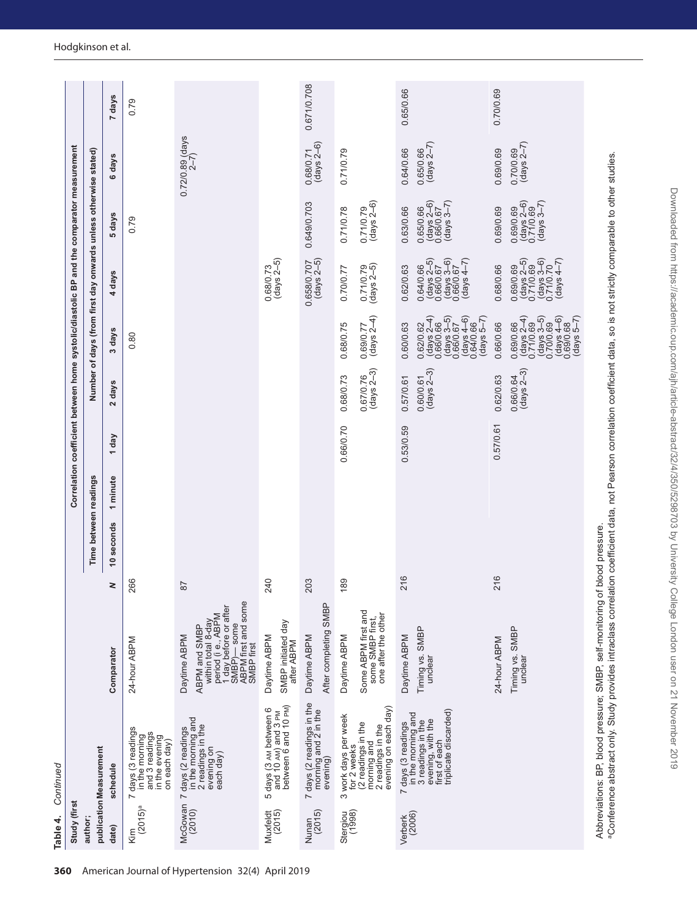**Table 4.** *Continued*

| Study (first author; publication date) | Measurement schedule | Comparator | N | Correlation coefficient between home systolic/diastolic BP and the comparator measurement | | | | | | | | | |
|---|---|---|---|---|---|---|---|---|---|---|---|---|---|
| | | | | Time between readings | | Number of days (from first day onwards unless otherwise stated) | | | | | | | |
| | | | | 10 seconds | 1 minute | 1 day | 2 days | 3 days | 4 days | 5 days | 6 days | 7 days |
| Kim (2015)[a] | 7 days (3 readings in the morning and 3 readings in the evening on each day) | 24-hour ABPM | 266 | | | | | 0.80 | | 0.79 | | 0.79 |
| McGowan (2010) | 7 days (2 readings in the morning and 2 readings in the evening on each day) | Daytime ABPM<br>ABPM and SMBP within total 8-day period (i.e., ABPM 1 day before or after SMBP)— some ABPM first and some SMBP first | 87 | | | | | | | | 0.72/0.89 (days 2–7) | |
| Muxfeldt (2015) | 5 days (3 AM between 6 and 10 AM) and 3 PM between 6 and 10 PM) | Daytime ABPM<br>SMBP initiated day after ABPM | 240 | | | | | | 0.68/0.73 (days 2–5) | | | |
| Nunan (2015) | 7 days (2 readings in the morning and 2 in the evening) | Daytime ABPM<br>After completing SMBP | 203 | | | | | | 0.658/0.707 (days 2–5) | 0.649/0.703 | 0.68/0.71 (days 2–6) | 0.671/0.708 |
| Stergiou (1998) | 3 work days per week for 2 weeks (2 readings in the morning and 2 readings in the evening on each day) | Daytime ABPM<br>Some ABPM first and some SMBP first, one after the other | 189 | | | 0.66/0.70 | 0.68/0.73<br>0.67/0.76 (days 2–3) | 0.68/0.75<br>0.69/0.77 (days 2–4) | 0.70/0.77<br>0.71/0.79 (days 2–5) | 0.71/0.78<br>0.71/0.79 (days 2–6) | 0.71/0.79 | |
| Verberk (2006) | 7 days (3 readings in the morning and 3 readings in the evening, with the first of each triplicate discarded) | Daytime ABPM<br>Timing vs. SMBP unclear | 216 | | | 0.53/0.59 | 0.57/0.61<br>0.60/0.61 (days 2–3) | 0.60/0.63<br>0.62/0.62 (days 2–4)<br>0.66/0.66 (days 3–5)<br>0.66/0.67 (days 4–6)<br>0.64/0.66 (days 5–7) | 0.62/0.63<br>0.64/0.66 (days 2–5)<br>0.66/0.67 (days 3–6)<br>0.66/0.67 (days 4–7) | 0.63/0.66<br>0.65/0.66 (days 2–6)<br>0.66/0.67 (days 3–7) | 0.64/0.66<br>0.65/0.66 (days 2–7) | 0.65/0.66 |
| | | 24-hour ABPM<br>Timing vs. SMBP unclear | 216 | | | 0.57/0.61 | 0.62/0.63<br>0.66/0.64 (days 2–3) | 0.66/0.66<br>0.69/0.66 (days 2–4)<br>0.71/0.69 (days 3–5)<br>0.70/0.69 (days 4–6)<br>0.69/0.68 (days 5–7) | 0.68/0.66<br>0.69/0.69 (days 2–5)<br>0.71/0.69 (days 3–6)<br>0.71/0.70 (days 4–7) | 0.69/0.69<br>0.69/0.69 (days 2–6)<br>0.71/0.69 (days 3–7) | 0.69/0.69<br>0.70/0.69 (days 2–7) | 0.70/0.69 |

Abbreviations: BP, blood pressure; SMBP, self-monitoring of blood pressure.
[a]Conference abstract only. Study provides intraclass correlation coefficient data, not Pearson correlation coefficient data, so is not strictly comparable to other studies.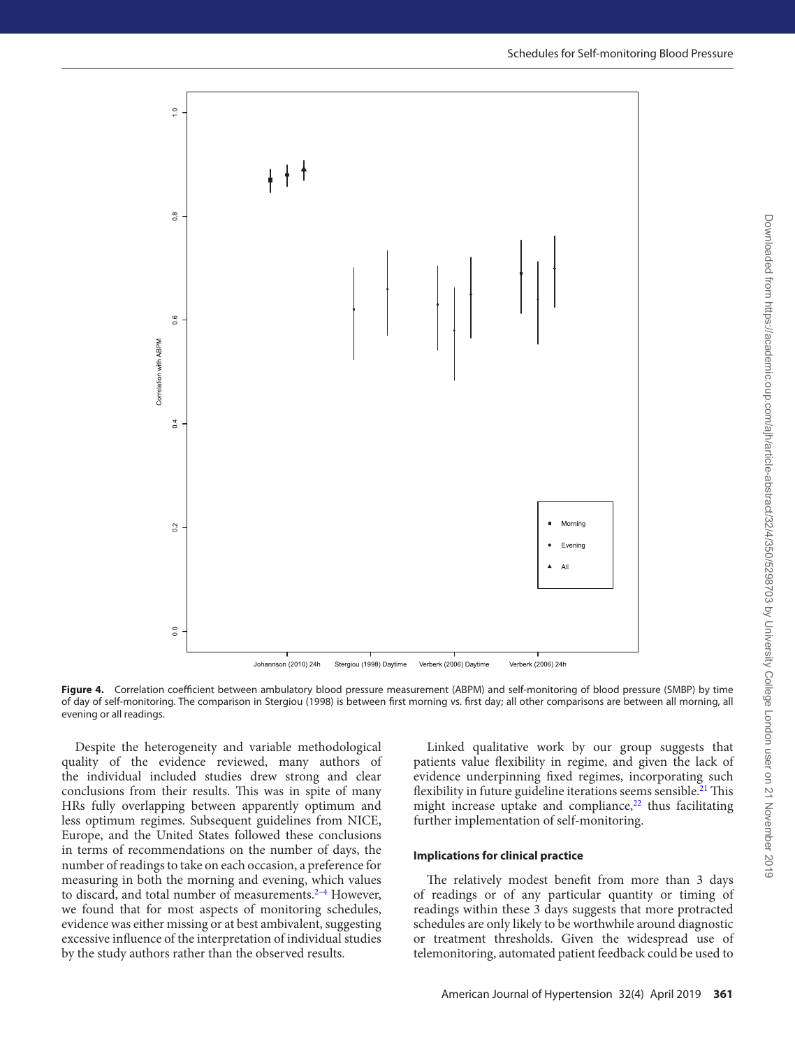**Figure 4.** Correlation coefficient between ambulatory blood pressure measurement (ABPM) and self-monitoring of blood pressure (SMBP) by time of day of self-monitoring. The comparison in Stergiou (1998) is between first morning vs. first day; all other comparisons are between all morning, all evening or all readings.

Despite the heterogeneity and variable methodological quality of the evidence reviewed, many authors of the individual included studies drew strong and clear conclusions from their results. This was in spite of many HRs fully overlapping between apparently optimum and less optimum regimes. Subsequent guidelines from NICE, Europe, and the United States followed these conclusions in terms of recommendations on the number of days, the number of readings to take on each occasion, a preference for measuring in both the morning and evening, which values to discard, and total number of measurements.[2–4] However, we found that for most aspects of monitoring schedules, evidence was either missing or at best ambivalent, suggesting excessive influence of the interpretation of individual studies by the study authors rather than the observed results.

Linked qualitative work by our group suggests that patients value flexibility in regime, and given the lack of evidence underpinning fixed regimes, incorporating such flexibility in future guideline iterations seems sensible.[21] This might increase uptake and compliance,[22] thus facilitating further implementation of self-monitoring.

#### Implications for clinical practice

The relatively modest benefit from more than 3 days of readings or of any particular quantity or timing of readings within these 3 days suggests that more protracted schedules are only likely to be worthwhile around diagnostic or treatment thresholds. Given the widespread use of telemonitoring, automated patient feedback could be used to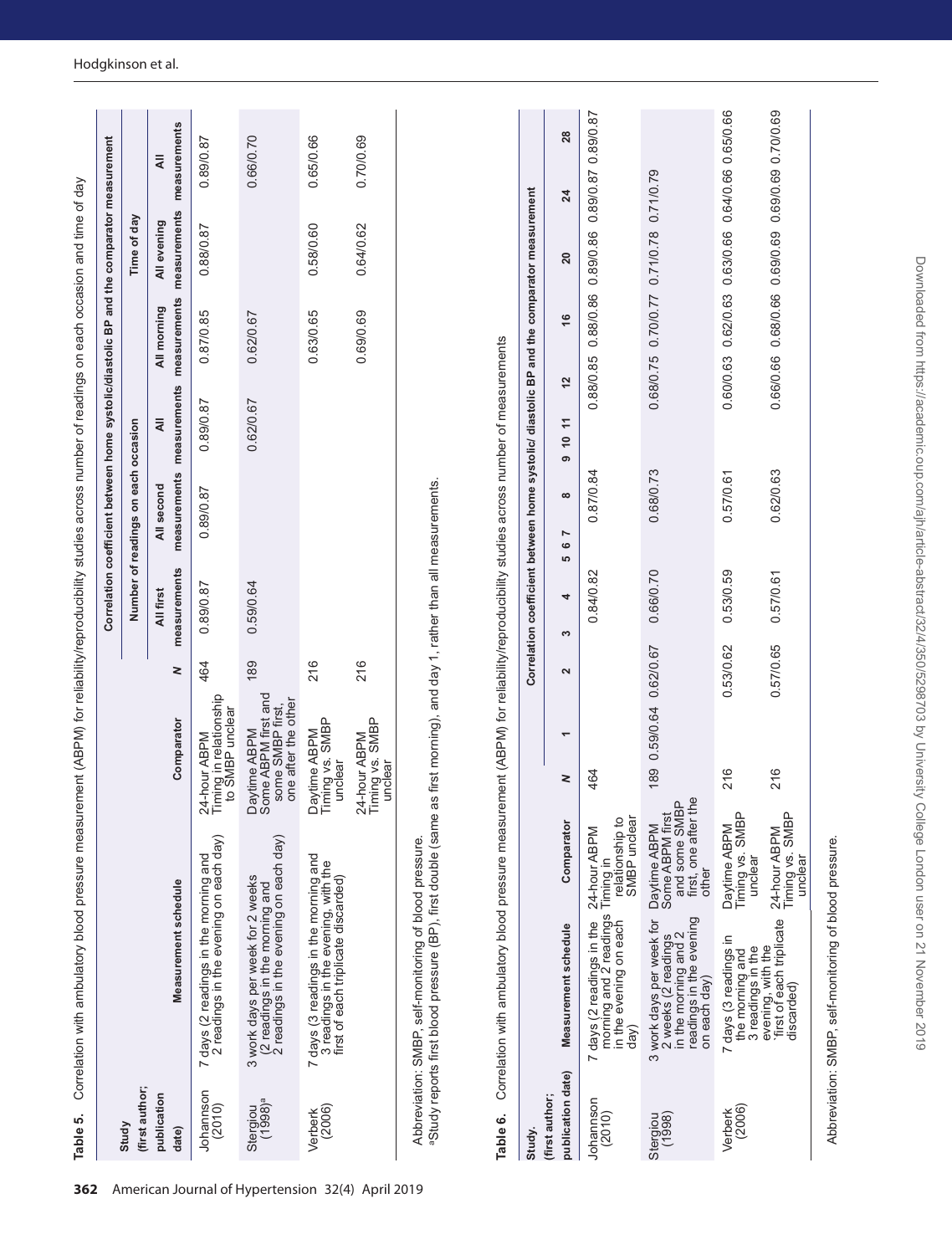**Table 5.** Correlation with ambulatory blood pressure measurement (ABPM) for reliability/reproducibility studies across number of readings on each occasion and time of day

| Study (first author; publication date) | Measurement schedule | Comparator | N | Correlation coefficient between home systolic/diastolic BP and the comparator measurement | | | | | |
|---|---|---|---|---|---|---|---|---|---|
| | | | | Number of readings on each occasion | | | Time of day | | |
| | | | | All first measurements | All second measurements | All measurements | All morning measurements | All evening measurements | All measurements |
| Johannson (2010) | 7 days (2 readings in the morning and 2 readings in the evening on each day) | 24-hour ABPM Timing in relationship to SMBP unclear | 464 | 0.89/0.87 | 0.89/0.87 | 0.89/0.87 | 0.87/0.85 | 0.88/0.87 | 0.89/0.87 |
| Stergiou (1998)[a] | 3 work days per week for 2 weeks (2 readings in the morning and 2 readings in the evening on each day) | Daytime ABPM Some ABPM first and some SMBP first, one after the other | 189 | 0.59/0.64 | | 0.62/0.67 | 0.62/0.67 | | 0.66/0.70 |
| Verberk (2006) | 7 days (3 readings in the morning and 3 readings in the evening, with the first of each triplicate discarded) | Daytime ABPM Timing vs. SMBP unclear | 216 | | | | 0.63/0.65 | 0.58/0.60 | 0.65/0.66 |
| | | 24-hour ABPM Timing vs. SMBP unclear | 216 | | | | 0.69/0.69 | 0.64/0.62 | 0.70/0.69 |

Abbreviation: SMBP, self-monitoring of blood pressure.

[a]Study reports first blood pressure (BP), first double (same as first morning), and day 1, rather than all measurements.

**Table 6.** Correlation with ambulatory blood pressure measurement (ABPM) for reliability/reproducibility studies across number of measurements

| Study (first author; publication date) | Measurement schedule | Comparator | N | Correlation coefficient between home systolic/ diastolic BP and the comparator measurement | | | | | | | | | | | | | | | |
|---|---|---|---|---|---|---|---|---|---|---|---|---|---|---|---|---|---|---|---|
| | | | | 1 | 2 | 3 | 4 | 5 | 6 | 7 | 8 | 9 | 10 | 11 | 12 | 16 | 20 | 24 | 28 |
| Johannson (2010) | 7 days (2 readings in the morning and 2 readings in the evening on each day) | 24-hour ABPM Timing in relationship to SMBP unclear | 464 | | | | 0.84/0.82 | | | | 0.87/0.84 | | | | 0.88/0.85 | 0.88/0.86 | 0.89/0.86 | 0.89/0.87 | 0.89/0.87 |
| Stergiou (1998) | 3 work days per week for 2 weeks (2 readings in the morning and 2 readings in the evening on each day) | Daytime ABPM Some ABPM first and some SMBP first, one after the other | 189 | 0.59/0.64 | 0.62/0.67 | | 0.66/0.70 | | | | 0.68/0.73 | | | | 0.68/0.75 | 0.70/0.77 | 0.71/0.78 | 0.71/0.79 | |
| Verberk (2006) | 7 days (3 readings in the morning and 3 readings in the evening, with the 'first of each triplicate discarded) | Daytime ABPM Timing vs. SMBP unclear | 216 | | 0.53/0.62 | | 0.53/0.59 | | | | 0.57/0.61 | | | | 0.60/0.63 | 0.62/0.63 | 0.63/0.66 | 0.64/0.66 | 0.65/0.66 |
| | | 24-hour ABPM Timing vs. SMBP unclear | 216 | | 0.57/0.65 | | 0.57/0.61 | | | | 0.62/0.63 | | | | 0.66/0.66 | 0.68/0.66 | 0.69/0.69 | 0.69/0.69 | 0.70/0.69 |

Abbreviation: SMBP, self-monitoring of blood pressure.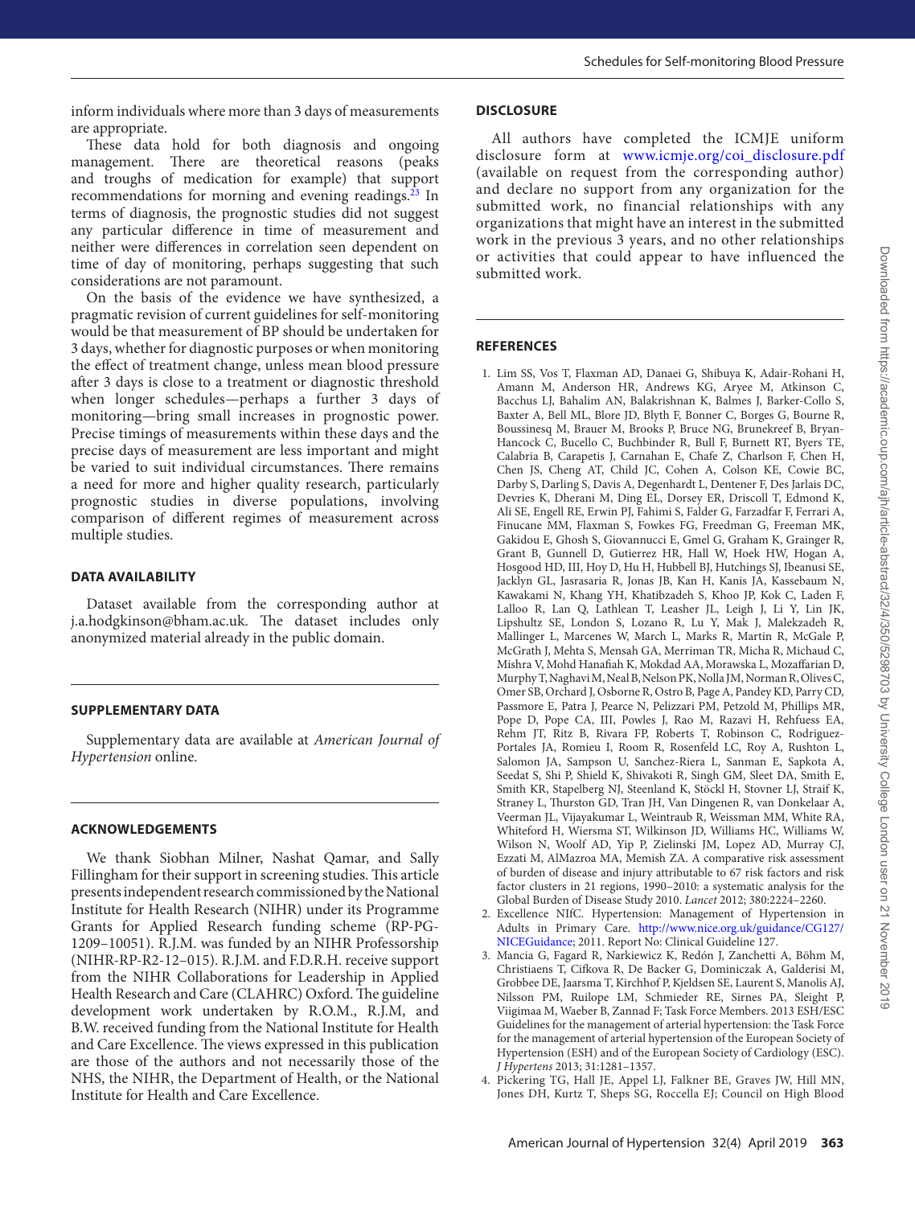inform individuals where more than 3 days of measurements are appropriate.

These data hold for both diagnosis and ongoing management. There are theoretical reasons (peaks and troughs of medication for example) that support recommendations for morning and evening readings.[23] In terms of diagnosis, the prognostic studies did not suggest any particular difference in time of measurement and neither were differences in correlation seen dependent on time of day of monitoring, perhaps suggesting that such considerations are not paramount.

On the basis of the evidence we have synthesized, a pragmatic revision of current guidelines for self-monitoring would be that measurement of BP should be undertaken for 3 days, whether for diagnostic purposes or when monitoring the effect of treatment change, unless mean blood pressure after 3 days is close to a treatment or diagnostic threshold when longer schedules—perhaps a further 3 days of monitoring—bring small increases in prognostic power. Precise timings of measurements within these days and the precise days of measurement are less important and might be varied to suit individual circumstances. There remains a need for more and higher quality research, particularly prognostic studies in diverse populations, involving comparison of different regimes of measurement across multiple studies.

## DATA AVAILABILITY

Dataset available from the corresponding author at j.a.hodgkinson@bham.ac.uk. The dataset includes only anonymized material already in the public domain.

## SUPPLEMENTARY DATA

Supplementary data are available at *American Journal of Hypertension* online.

## ACKNOWLEDGEMENTS

We thank Siobhan Milner, Nashat Qamar, and Sally Fillingham for their support in screening studies. This article presents independent research commissioned by the National Institute for Health Research (NIHR) under its Programme Grants for Applied Research funding scheme (RP-PG-1209–10051). R.J.M. was funded by an NIHR Professorship (NIHR-RP-R2-12–015). R.J.M. and F.D.R.H. receive support from the NIHR Collaborations for Leadership in Applied Health Research and Care (CLAHRC) Oxford. The guideline development work undertaken by R.O.M., R.J.M, and B.W. received funding from the National Institute for Health and Care Excellence. The views expressed in this publication are those of the authors and not necessarily those of the NHS, the NIHR, the Department of Health, or the National Institute for Health and Care Excellence.

## DISCLOSURE

All authors have completed the ICMJE uniform disclosure form at www.icmje.org/coi_disclosure.pdf (available on request from the corresponding author) and declare no support from any organization for the submitted work, no financial relationships with any organizations that might have an interest in the submitted work in the previous 3 years, and no other relationships or activities that could appear to have influenced the submitted work.

## REFERENCES

1. Lim SS, Vos T, Flaxman AD, Danaei G, Shibuya K, Adair-Rohani H, Amann M, Anderson HR, Andrews KG, Aryee M, Atkinson C, Bacchus LJ, Bahalim AN, Balakrishnan K, Balmes J, Barker-Collo S, Baxter A, Bell ML, Blore JD, Blyth F, Bonner C, Borges G, Bourne R, Boussinesq M, Brauer M, Brooks P, Bruce NG, Brunekreef B, Bryan-Hancock C, Bucello C, Buchbinder R, Bull F, Burnett RT, Byers TE, Calabria B, Carapetis J, Carnahan E, Chafe Z, Charlson F, Chen H, Chen JS, Cheng AT, Child JC, Cohen A, Colson KE, Cowie BC, Darby S, Darling S, Davis A, Degenhardt L, Dentener F, Des Jarlais DC, Devries K, Dherani M, Ding EL, Dorsey ER, Driscoll T, Edmond K, Ali SE, Engell RE, Erwin PJ, Fahimi S, Falder G, Farzadfar F, Ferrari A, Finucane MM, Flaxman S, Fowkes FG, Freedman G, Freeman MK, Gakidou E, Ghosh S, Giovannucci E, Gmel G, Graham K, Grainger R, Grant B, Gunnell D, Gutierrez HR, Hall W, Hoek HW, Hogan A, Hosgood HD, III, Hoy D, Hu H, Hubbell BJ, Hutchings SJ, Ibeanusi SE, Jacklyn GL, Jasrasaria R, Jonas JB, Kan H, Kanis JA, Kassebaum N, Kawakami N, Khang YH, Khatibzadeh S, Khoo JP, Kok C, Laden F, Lalloo R, Lan Q, Lathlean T, Leasher JL, Leigh J, Li Y, Lin JK, Lipshultz SE, London S, Lozano R, Lu Y, Mak J, Malekzadeh R, Mallinger L, Marcenes W, March L, Marks R, Martin R, McGale P, McGrath J, Mehta S, Mensah GA, Merriman TR, Micha R, Michaud C, Mishra V, Mohd Hanafiah K, Mokdad AA, Morawska L, Mozaffarian D, Murphy T, Naghavi M, Neal B, Nelson PK, Nolla JM, Norman R, Olives C, Omer SB, Orchard J, Osborne R, Ostro B, Page A, Pandey KD, Parry CD, Passmore E, Patra J, Pearce N, Pelizzari PM, Petzold M, Phillips MR, Pope D, Pope CA, III, Powles J, Rao M, Razavi H, Rehfuess EA, Rehm JT, Ritz B, Rivara FP, Roberts T, Robinson C, Rodriguez-Portales JA, Romieu I, Room R, Rosenfeld LC, Roy A, Rushton L, Salomon JA, Sampson U, Sanchez-Riera L, Sanman E, Sapkota A, Seedat S, Shi P, Shield K, Shivakoti R, Singh GM, Sleet DA, Smith E, Smith KR, Stapelberg NJ, Steenland K, Stöckl H, Stovner LJ, Straif K, Straney L, Thurston GD, Tran JH, Van Dingenen R, van Donkelaar A, Veerman JL, Vijayakumar L, Weintraub R, Weissman MM, White RA, Whiteford H, Wiersma ST, Wilkinson JD, Williams HC, Williams W, Wilson N, Woolf AD, Yip P, Zielinski JM, Lopez AD, Murray CJ, Ezzati M, AlMazroa MA, Memish ZA. A comparative risk assessment of burden of disease and injury attributable to 67 risk factors and risk factor clusters in 21 regions, 1990–2010: a systematic analysis for the Global Burden of Disease Study 2010. *Lancet* 2012; 380:2224–2260.
2. Excellence NIfC. Hypertension: Management of Hypertension in Adults in Primary Care. http://www.nice.org.uk/guidance/CG127/NICEGuidance; 2011. Report No: Clinical Guideline 127.
3. Mancia G, Fagard R, Narkiewicz K, Redón J, Zanchetti A, Böhm M, Christiaens T, Cifkova R, De Backer G, Dominiczak A, Galderisi M, Grobbee DE, Jaarsma T, Kirchhof P, Kjeldsen SE, Laurent S, Manolis AJ, Nilsson PM, Ruilope LM, Schmieder RE, Sirnes PA, Sleight P, Viigimaa M, Waeber B, Zannad F; Task Force Members. 2013 ESH/ESC Guidelines for the management of arterial hypertension: the Task Force for the management of arterial hypertension of the European Society of Hypertension (ESH) and of the European Society of Cardiology (ESC). *J Hypertens* 2013; 31:1281–1357.
4. Pickering TG, Hall JE, Appel LJ, Falkner BE, Graves JW, Hill MN, Jones DH, Kurtz T, Sheps SG, Roccella EJ; Council on High Blood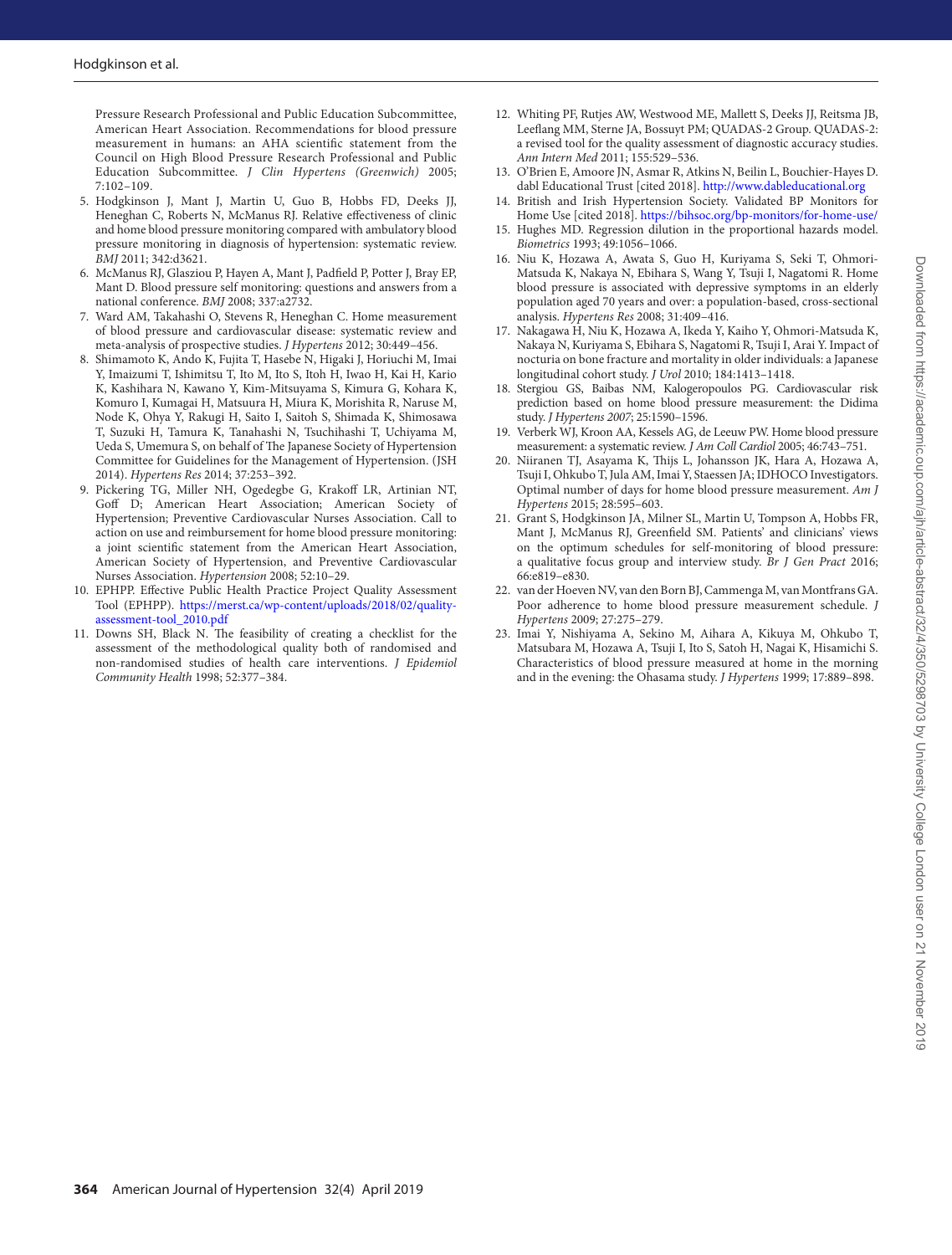Pressure Research Professional and Public Education Subcommittee, American Heart Association. Recommendations for blood pressure measurement in humans: an AHA scientific statement from the Council on High Blood Pressure Research Professional and Public Education Subcommittee. *J Clin Hypertens (Greenwich)* 2005; 7:102–109.

5. Hodgkinson J, Mant J, Martin U, Guo B, Hobbs FD, Deeks JJ, Heneghan C, Roberts N, McManus RJ. Relative effectiveness of clinic and home blood pressure monitoring compared with ambulatory blood pressure monitoring in diagnosis of hypertension: systematic review. *BMJ* 2011; 342:d3621.
6. McManus RJ, Glasziou P, Hayen A, Mant J, Padfield P, Potter J, Bray EP, Mant D. Blood pressure self monitoring: questions and answers from a national conference. *BMJ* 2008; 337:a2732.
7. Ward AM, Takahashi O, Stevens R, Heneghan C. Home measurement of blood pressure and cardiovascular disease: systematic review and meta-analysis of prospective studies. *J Hypertens* 2012; 30:449–456.
8. Shimamoto K, Ando K, Fujita T, Hasebe N, Higaki J, Horiuchi M, Imai Y, Imaizumi T, Ishimitsu T, Ito M, Ito S, Itoh H, Iwao H, Kai H, Kario K, Kashihara N, Kawano Y, Kim-Mitsuyama S, Kimura G, Kohara K, Komuro I, Kumagai H, Matsuura H, Miura K, Morishita R, Naruse M, Node K, Ohya Y, Rakugi H, Saito I, Saitoh S, Shimada K, Shimosawa T, Suzuki H, Tamura K, Tanahashi N, Tsuchihashi T, Uchiyama M, Ueda S, Umemura S, on behalf of The Japanese Society of Hypertension Committee for Guidelines for the Management of Hypertension. (JSH 2014). *Hypertens Res* 2014; 37:253–392.
9. Pickering TG, Miller NH, Ogedegbe G, Krakoff LR, Artinian NT, Goff D; American Heart Association; American Society of Hypertension; Preventive Cardiovascular Nurses Association. Call to action on use and reimbursement for home blood pressure monitoring: a joint scientific statement from the American Heart Association, American Society of Hypertension, and Preventive Cardiovascular Nurses Association. *Hypertension* 2008; 52:10–29.
10. EPHPP. Effective Public Health Practice Project Quality Assessment Tool (EPHPP). https://merst.ca/wp-content/uploads/2018/02/quality-assessment-tool_2010.pdf
11. Downs SH, Black N. The feasibility of creating a checklist for the assessment of the methodological quality both of randomised and non-randomised studies of health care interventions. *J Epidemiol Community Health* 1998; 52:377–384.
12. Whiting PF, Rutjes AW, Westwood ME, Mallett S, Deeks JJ, Reitsma JB, Leeflang MM, Sterne JA, Bossuyt PM; QUADAS-2 Group. QUADAS-2: a revised tool for the quality assessment of diagnostic accuracy studies. *Ann Intern Med* 2011; 155:529–536.
13. O'Brien E, Amoore JN, Asmar R, Atkins N, Beilin L, Bouchier-Hayes D. dabl Educational Trust [cited 2018]. http://www.dableducational.org
14. British and Irish Hypertension Society. Validated BP Monitors for Home Use [cited 2018]. https://bihsoc.org/bp-monitors/for-home-use/
15. Hughes MD. Regression dilution in the proportional hazards model. *Biometrics* 1993; 49:1056–1066.
16. Niu K, Hozawa A, Awata S, Guo H, Kuriyama S, Seki T, Ohmori-Matsuda K, Nakaya N, Ebihara S, Wang Y, Tsuji I, Nagatomi R. Home blood pressure is associated with depressive symptoms in an elderly population aged 70 years and over: a population-based, cross-sectional analysis. *Hypertens Res* 2008; 31:409–416.
17. Nakagawa H, Niu K, Hozawa A, Ikeda Y, Kaiho Y, Ohmori-Matsuda K, Nakaya N, Kuriyama S, Ebihara S, Nagatomi R, Tsuji I, Arai Y. Impact of nocturia on bone fracture and mortality in older individuals: a Japanese longitudinal cohort study. *J Urol* 2010; 184:1413–1418.
18. Stergiou GS, Baibas NM, Kalogeropoulos PG. Cardiovascular risk prediction based on home blood pressure measurement: the Didima study. *J Hypertens 2007*; 25:1590–1596.
19. Verberk WJ, Kroon AA, Kessels AG, de Leeuw PW. Home blood pressure measurement: a systematic review. *J Am Coll Cardiol* 2005; 46:743–751.
20. Niiranen TJ, Asayama K, Thijs L, Johansson JK, Hara A, Hozawa A, Tsuji I, Ohkubo T, Jula AM, Imai Y, Staessen JA; IDHOCO Investigators. Optimal number of days for home blood pressure measurement. *Am J Hypertens* 2015; 28:595–603.
21. Grant S, Hodgkinson JA, Milner SL, Martin U, Tompson A, Hobbs FR, Mant J, McManus RJ, Greenfield SM. Patients' and clinicians' views on the optimum schedules for self-monitoring of blood pressure: a qualitative focus group and interview study. *Br J Gen Pract* 2016; 66:e819–e830.
22. van der Hoeven NV, van den Born BJ, Cammenga M, van Montfrans GA. Poor adherence to home blood pressure measurement schedule. *J Hypertens* 2009; 27:275–279.
23. Imai Y, Nishiyama A, Sekino M, Aihara A, Kikuya M, Ohkubo T, Matsubara M, Hozawa A, Tsuji I, Ito S, Satoh H, Nagai K, Hisamichi S. Characteristics of blood pressure measured at home in the morning and in the evening: the Ohasama study. *J Hypertens* 1999; 17:889–898.